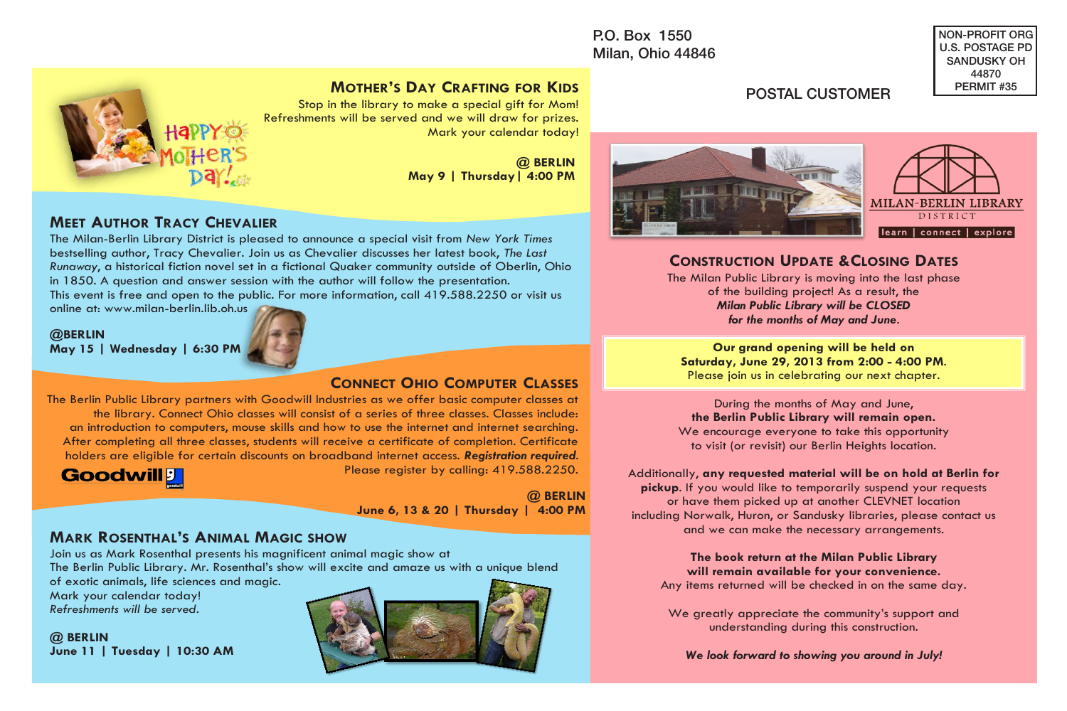P.O. Box 1550
Milan, Ohio 44846

NON-PROFIT ORG
U.S. POSTAGE PD
SANDUSKY OH
44870
PERMIT #35

POSTAL CUSTOMER

## Mother's Day Crafting for Kids

Stop in the library to make a special gift for Mom!
Refreshments will be served and we will draw for prizes.
Mark your calendar today!

**@ BERLIN**
**May 9 | Thursday | 4:00 PM**

## Meet Author Tracy Chevalier

The Milan-Berlin Library District is pleased to announce a special visit from *New York Times* bestselling author, Tracy Chevalier. Join us as Chevalier discusses her latest book, *The Last Runaway*, a historical fiction novel set in a fictional Quaker community outside of Oberlin, Ohio in 1850. A question and answer session with the author will follow the presentation.
This event is free and open to the public. For more information, call 419.588.2250 or visit us online at: www.milan-berlin.lib.oh.us

**@BERLIN**
**May 15 | Wednesday | 6:30 PM**

## Connect Ohio Computer Classes

The Berlin Public Library partners with Goodwill Industries as we offer basic computer classes at the library. Connect Ohio classes will consist of a series of three classes. Classes include: an introduction to computers, mouse skills and how to use the internet and internet searching. After completing all three classes, students will receive a certificate of completion. Certificate holders are eligible for certain discounts on broadband internet access. ***Registration required.*** Please register by calling: 419.588.2250.

**@ BERLIN**
**June 6, 13 & 20 | Thursday | 4:00 PM**

## Mark Rosenthal's Animal Magic Show

Join us as Mark Rosenthal presents his magnificent animal magic show at The Berlin Public Library. Mr. Rosenthal's show will excite and amaze us with a unique blend of exotic animals, life sciences and magic.
Mark your calendar today!
*Refreshments will be served.*

**@ BERLIN**
**June 11 | Tuesday | 10:30 AM**

MILAN-BERLIN LIBRARY DISTRICT
learn | connect | explore

## Construction Update & Closing Dates

The Milan Public Library is moving into the last phase of the building project! As a result, the ***Milan Public Library will be CLOSED for the months of May and June.***

**Our grand opening will be held on Saturday, June 29, 2013 from 2:00 - 4:00 PM.**
Please join us in celebrating our next chapter.

During the months of May and June, **the Berlin Public Library will remain open.** We encourage everyone to take this opportunity to visit (or revisit) our Berlin Heights location.

Additionally, **any requested material will be on hold at Berlin for pickup.** If you would like to temporarily suspend your requests or have them picked up at another CLEVNET location including Norwalk, Huron, or Sandusky libraries, please contact us and we can make the necessary arrangements.

**The book return at the Milan Public Library will remain available for your convenience.**
Any items returned will be checked in on the same day.

We greatly appreciate the community's support and understanding during this construction.

***We look forward to showing you around in July!***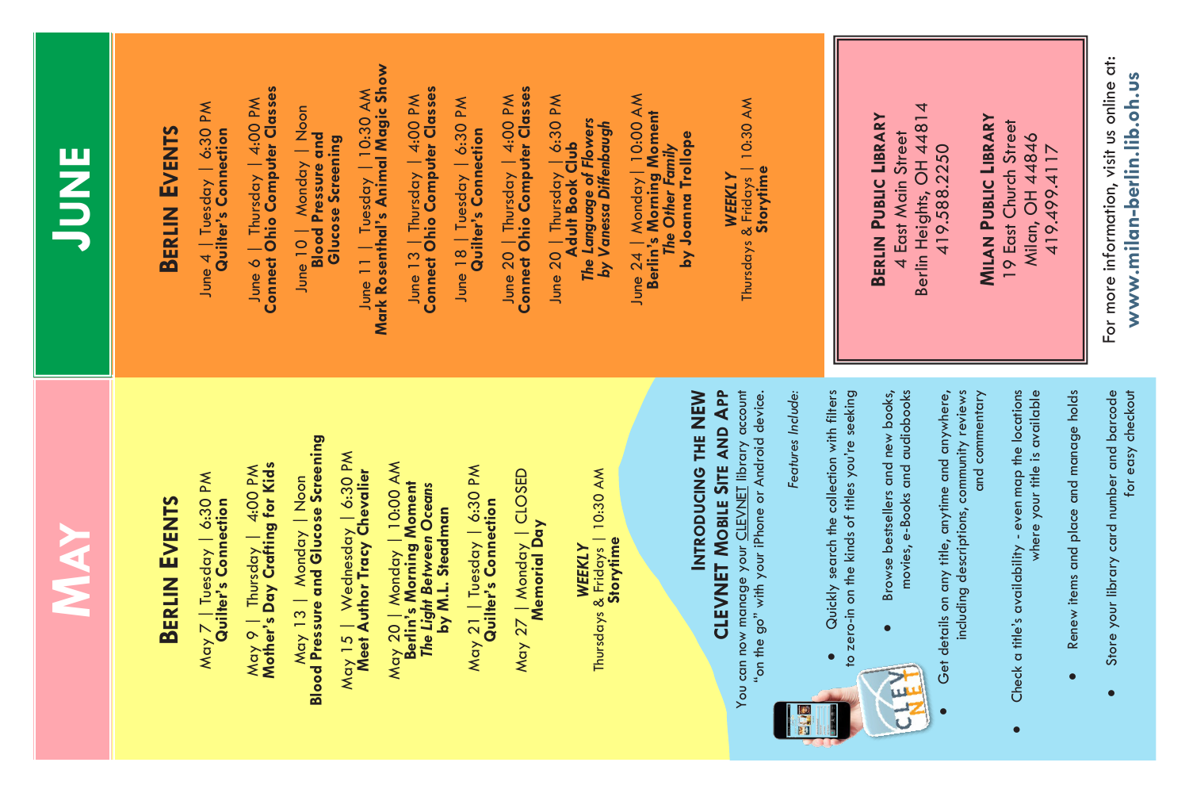# May

## Berlin Events

May 7 | Tuesday | 6:30 PM
**Quilter's Connection**

May 9 | Thursday | 4:00 PM
**Mother's Day Crafting for Kids**

May 13 | Monday | Noon
**Blood Pressure and Glucose Screening**

May 15 | Wednesday | 6:30 PM
**Meet Author Tracy Chevalier**

May 20 | Monday | 10:00 AM
**Berlin's Morning Moment**
***The Light Between Oceans***
**by M.L. Steadman**

May 21 | Tuesday | 6:30 PM
**Quilter's Connection**

May 27 | Monday | CLOSED
**Memorial Day**

***WEEKLY***
Thursdays & Fridays | 10:30 AM
**Storytime**

## Introducing the New CLEVNET Mobile Site and App

You can now manage your CLEVNET library account "on the go" with your iPhone or Android device.

*Features Include:*

- Quickly search the collection with filters to zero-in on the kinds of titles you're seeking
- Browse bestsellers and new books, movies, e-Books and audiobooks
- Get details on any title, anytime and anywhere, including descriptions, community reviews and commentary
- Check a title's availability - even map the locations where your title is available
- Renew items and place and manage holds
- Store your library card number and barcode for easy checkout

# June

## Berlin Events

June 4 | Tuesday | 6:30 PM
**Quilter's Connection**

June 6 | Thursday | 4:00 PM
**Connect Ohio Computer Classes**

June 10 | Monday | Noon
**Blood Pressure and Glucose Screening**

June 11 | Tuesday | 10:30 AM
**Mark Rosenthal's Animal Magic Show**

June 13 | Thursday | 4:00 PM
**Connect Ohio Computer Classes**

June 18 | Tuesday | 6:30 PM
**Quilter's Connection**

June 20 | Thursday | 4:00 PM
**Connect Ohio Computer Classes**

June 20 | Thursday | 6:30 PM
**Adult Book Club**
***The Language of Flowers***
***by Vanessa Diffenbaugh***

June 24 | Monday | 10:00 AM
**Berlin's Morning Moment**
***The Other Family***
**by Joanna Trollope**

***WEEKLY***
Thursdays & Fridays | 10:30 AM
**Storytime**

**Berlin Public Library**
4 East Main Street
Berlin Heights, OH 44814
419.588.2250

**Milan Public Library**
19 East Church Street
Milan, OH 44846
419.499.4117

For more information, visit us online at:
**www.milan-berlin.lib.oh.us**